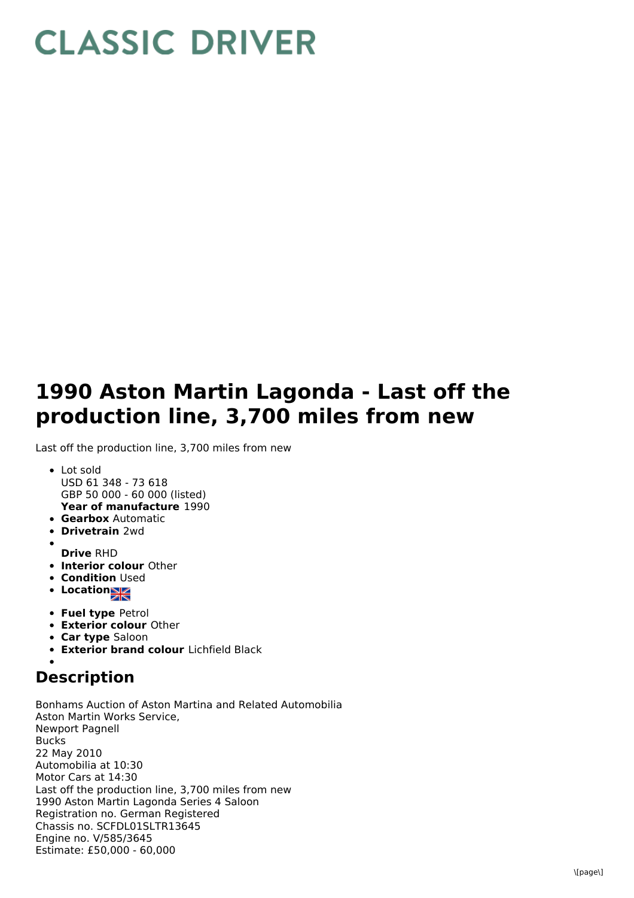# CLASSIC DRIVER

# 1990 Aston Martin Lagonda - Last off the production line, 3,700 miles from new

Last off the production line, 3,700 miles from new

- Lot sold
  USD 61 348 - 73 618
  GBP 50 000 - 60 000 (listed)
  **Year of manufacture** 1990
- **Gearbox** Automatic
- **Drivetrain** 2wd
- **Drive** RHD
- **Interior colour** Other
- **Condition** Used
- **Location**
- **Fuel type** Petrol
- **Exterior colour** Other
- **Car type** Saloon
- **Exterior brand colour** Lichfield Black

## Description

Bonhams Auction of Aston Martina and Related Automobilia
Aston Martin Works Service,
Newport Pagnell
Bucks
22 May 2010
Automobilia at 10:30
Motor Cars at 14:30
Last off the production line, 3,700 miles from new
1990 Aston Martin Lagonda Series 4 Saloon
Registration no. German Registered
Chassis no. SCFDL01SLTR13645
Engine no. V/585/3645
Estimate: £50,000 - 60,000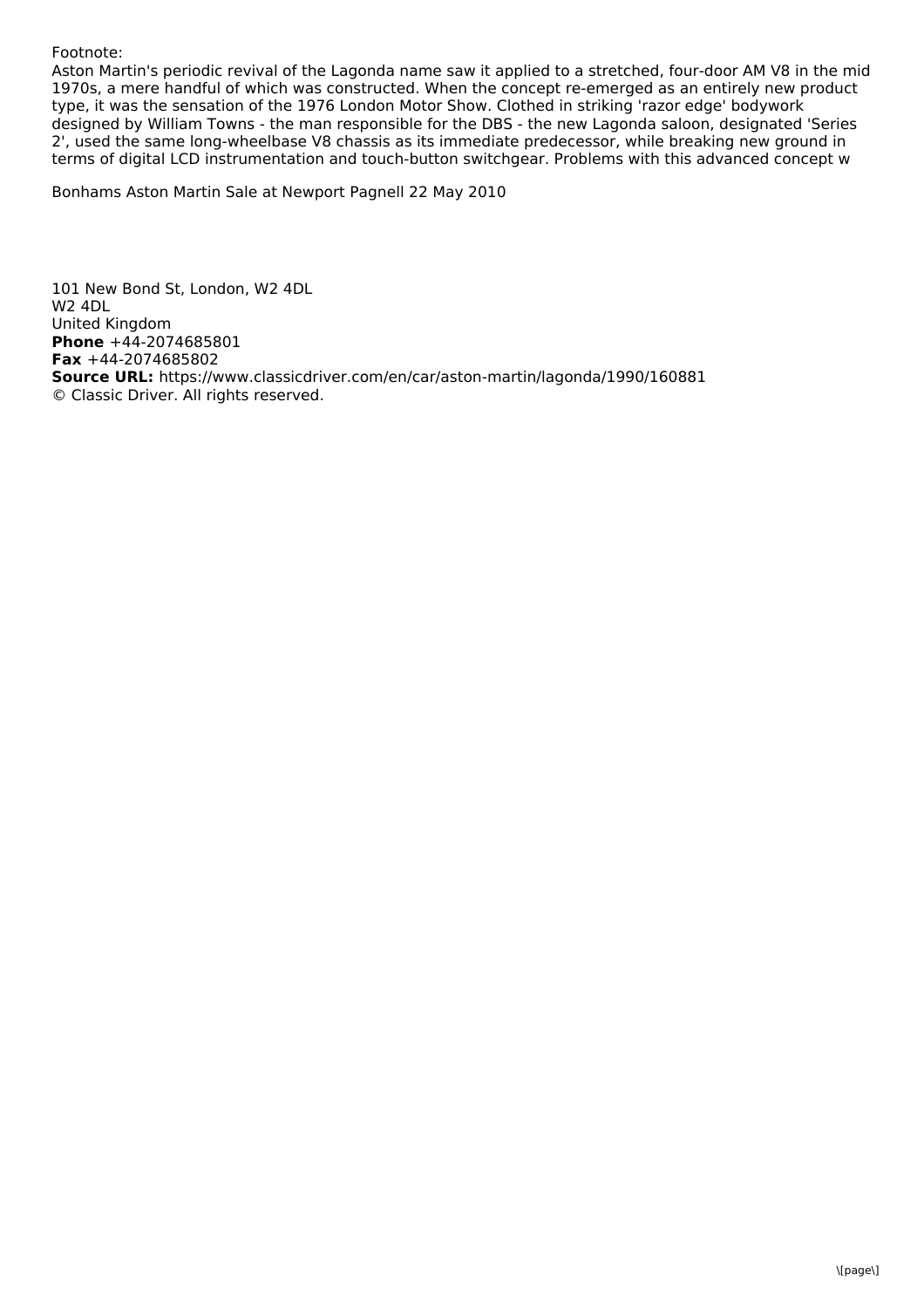Footnote:
Aston Martin's periodic revival of the Lagonda name saw it applied to a stretched, four-door AM V8 in the mid 1970s, a mere handful of which was constructed. When the concept re-emerged as an entirely new product type, it was the sensation of the 1976 London Motor Show. Clothed in striking 'razor edge' bodywork designed by William Towns - the man responsible for the DBS - the new Lagonda saloon, designated 'Series 2', used the same long-wheelbase V8 chassis as its immediate predecessor, while breaking new ground in terms of digital LCD instrumentation and touch-button switchgear. Problems with this advanced concept w

Bonhams Aston Martin Sale at Newport Pagnell 22 May 2010

101 New Bond St, London, W2 4DL
W2 4DL
United Kingdom
**Phone** +44-2074685801
**Fax** +44-2074685802
**Source URL:** https://www.classicdriver.com/en/car/aston-martin/lagonda/1990/160881
© Classic Driver. All rights reserved.